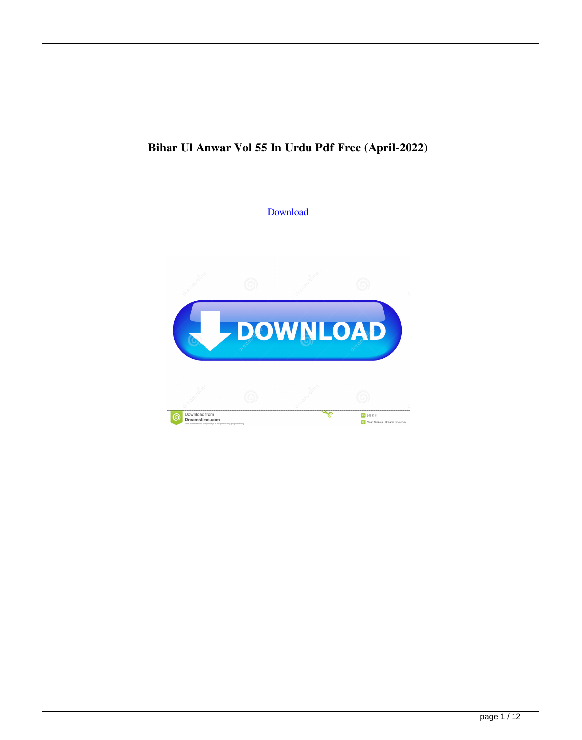# Bihar Ul Anwar Vol 55 In Urdu Pdf Free (April-2022)

Download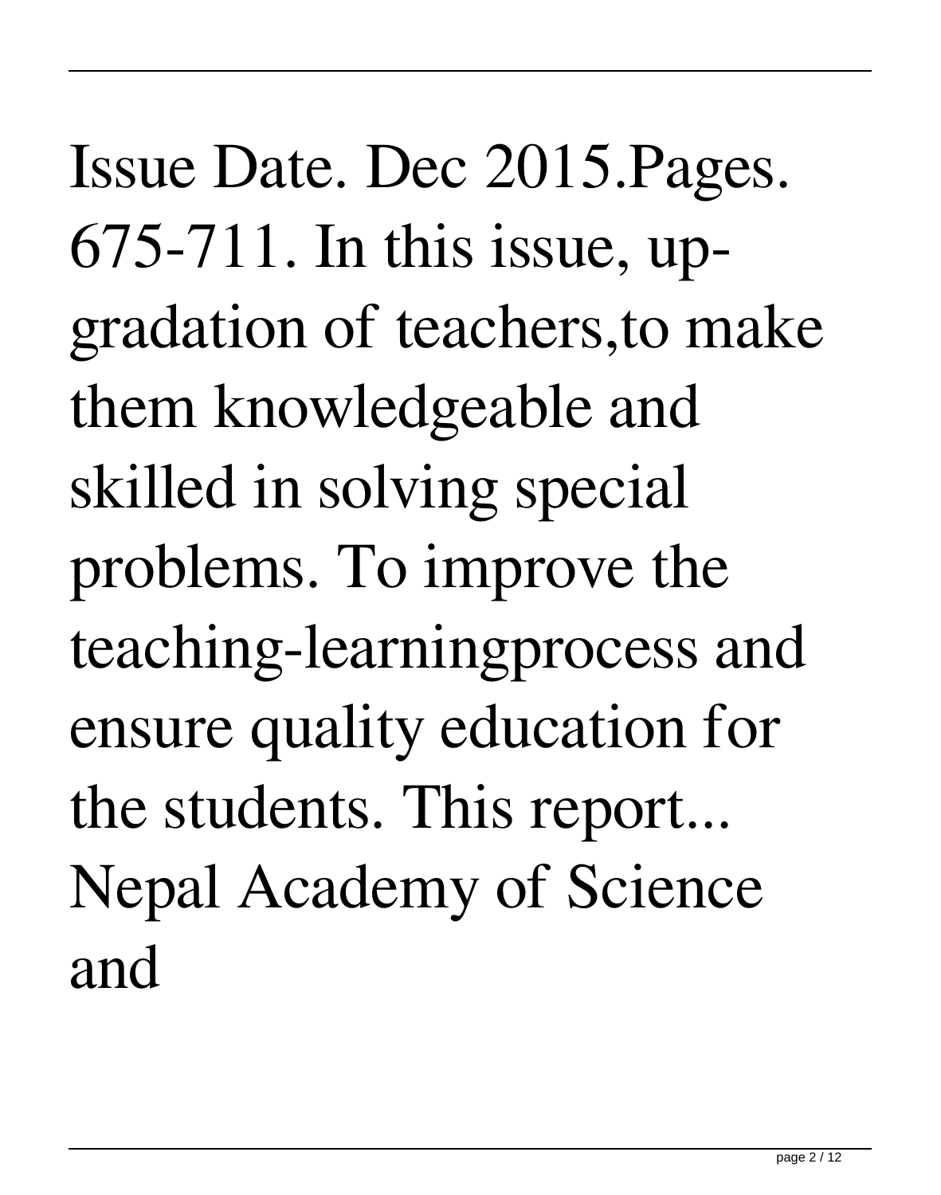Issue Date. Dec 2015.Pages. 675-711. In this issue, up-gradation of teachers,to make them knowledgeable and skilled in solving special problems. To improve the teaching-learningprocess and ensure quality education for the students. This report... Nepal Academy of Science and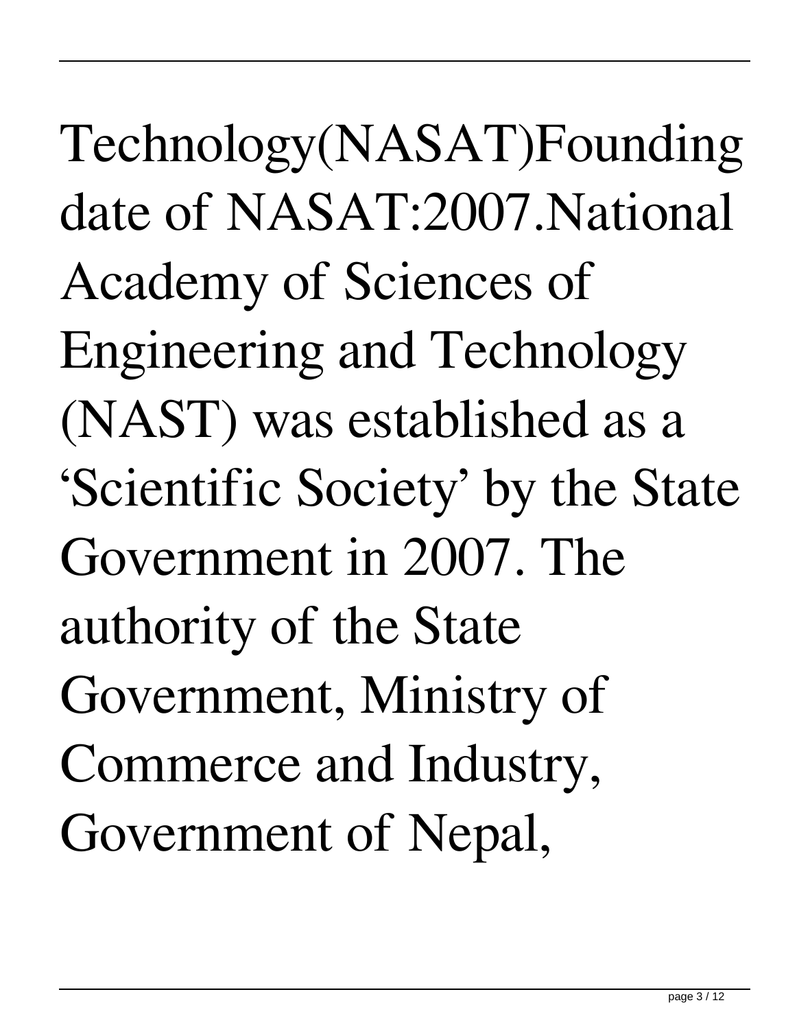Technology(NASAT)Founding date of NASAT:2007.National Academy of Sciences of Engineering and Technology (NAST) was established as a 'Scientific Society' by the State Government in 2007. The authority of the State Government, Ministry of Commerce and Industry, Government of Nepal,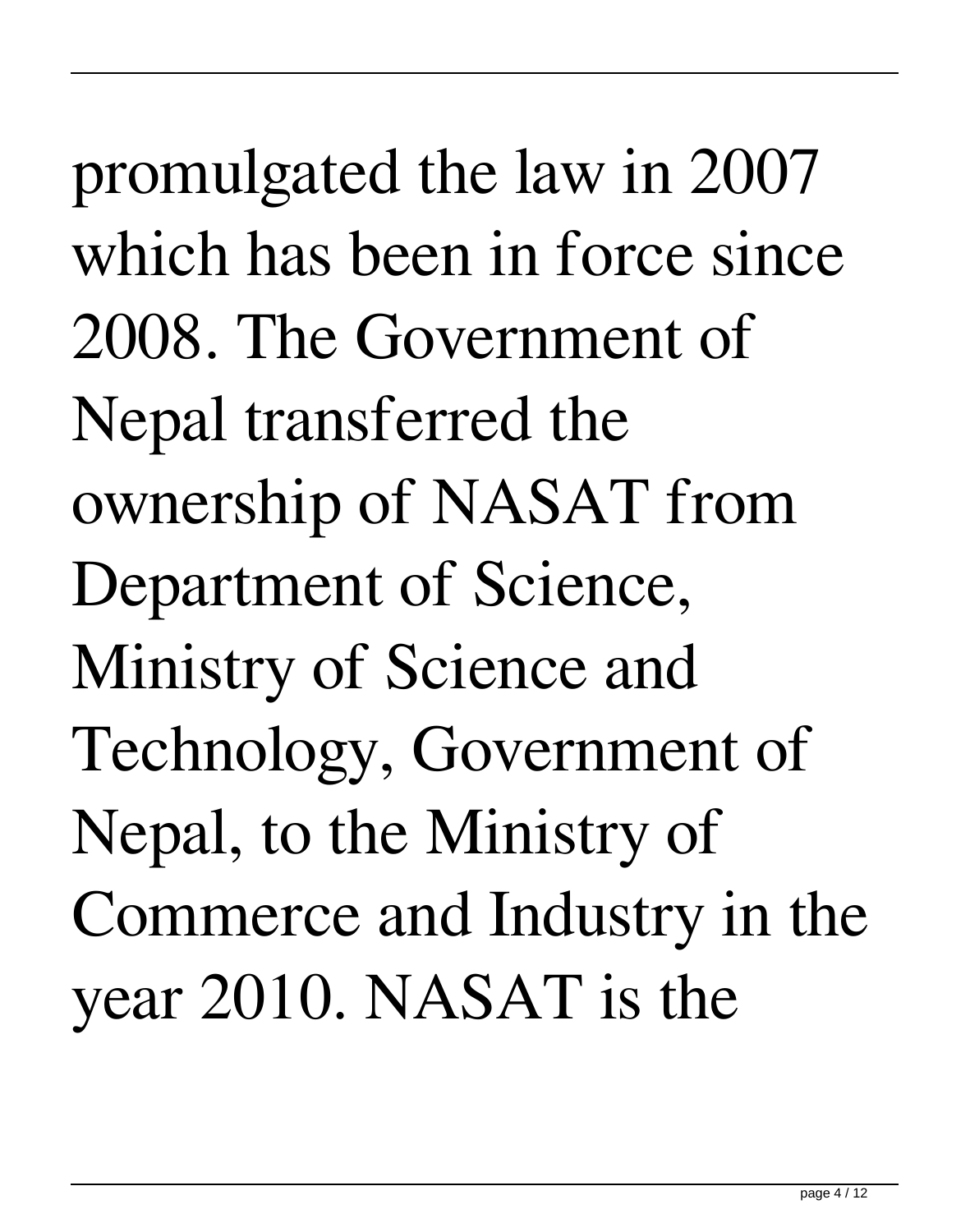promulgated the law in 2007 which has been in force since 2008. The Government of Nepal transferred the ownership of NASAT from Department of Science, Ministry of Science and Technology, Government of Nepal, to the Ministry of Commerce and Industry in the year 2010. NASAT is the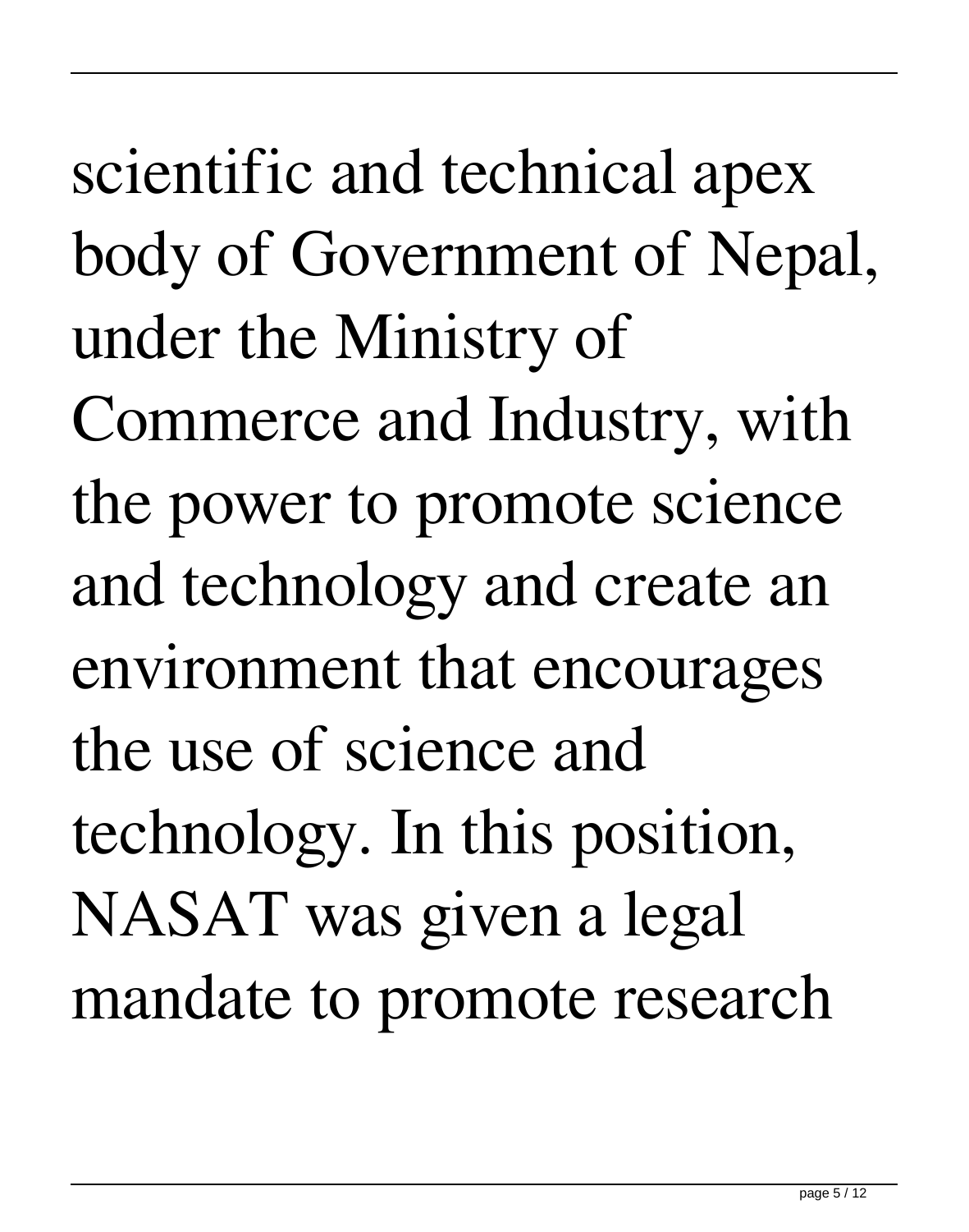scientific and technical apex body of Government of Nepal, under the Ministry of Commerce and Industry, with the power to promote science and technology and create an environment that encourages the use of science and technology. In this position, NASAT was given a legal mandate to promote research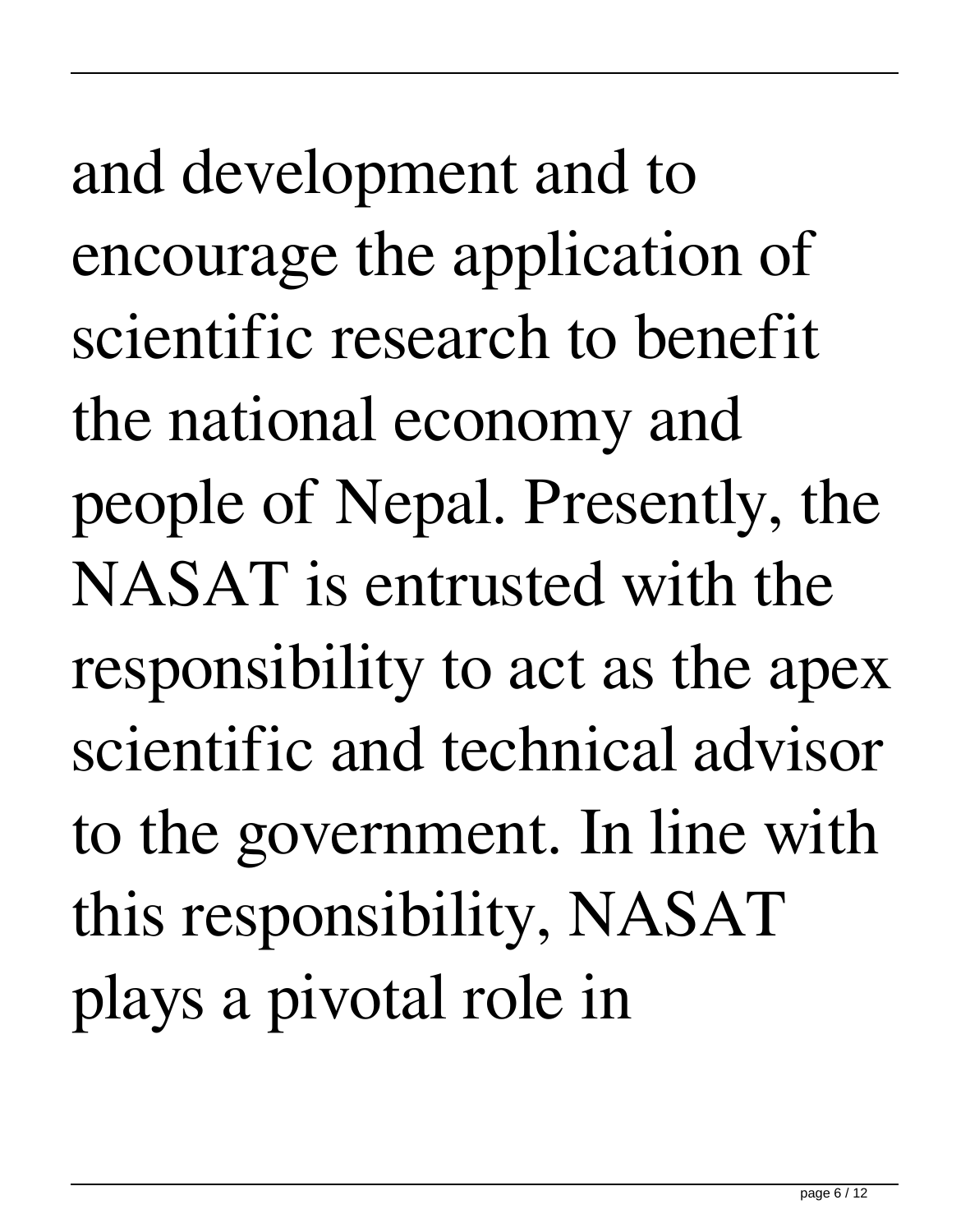and development and to encourage the application of scientific research to benefit the national economy and people of Nepal. Presently, the NASAT is entrusted with the responsibility to act as the apex scientific and technical advisor to the government. In line with this responsibility, NASAT plays a pivotal role in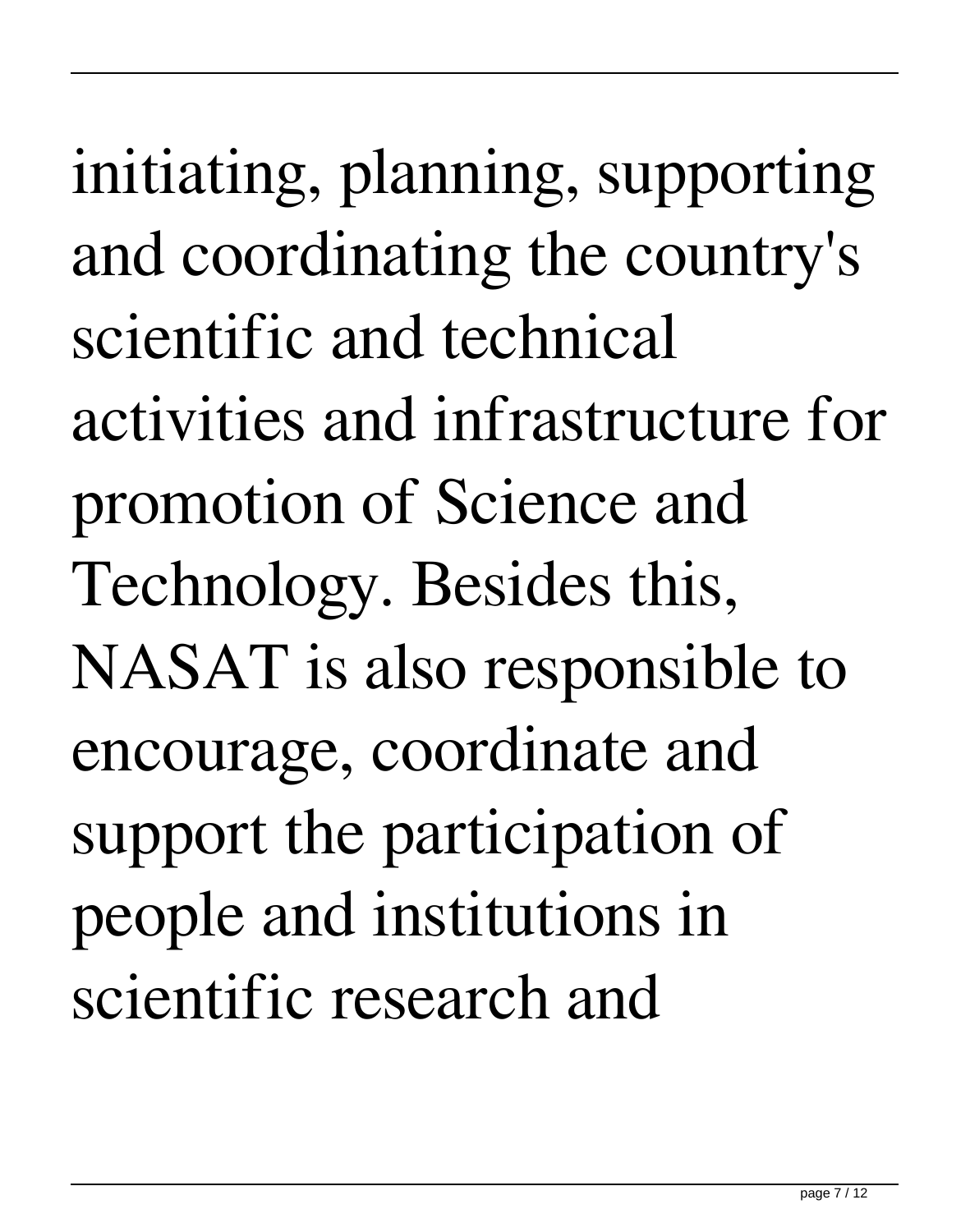initiating, planning, supporting and coordinating the country's scientific and technical activities and infrastructure for promotion of Science and Technology. Besides this, NASAT is also responsible to encourage, coordinate and support the participation of people and institutions in scientific research and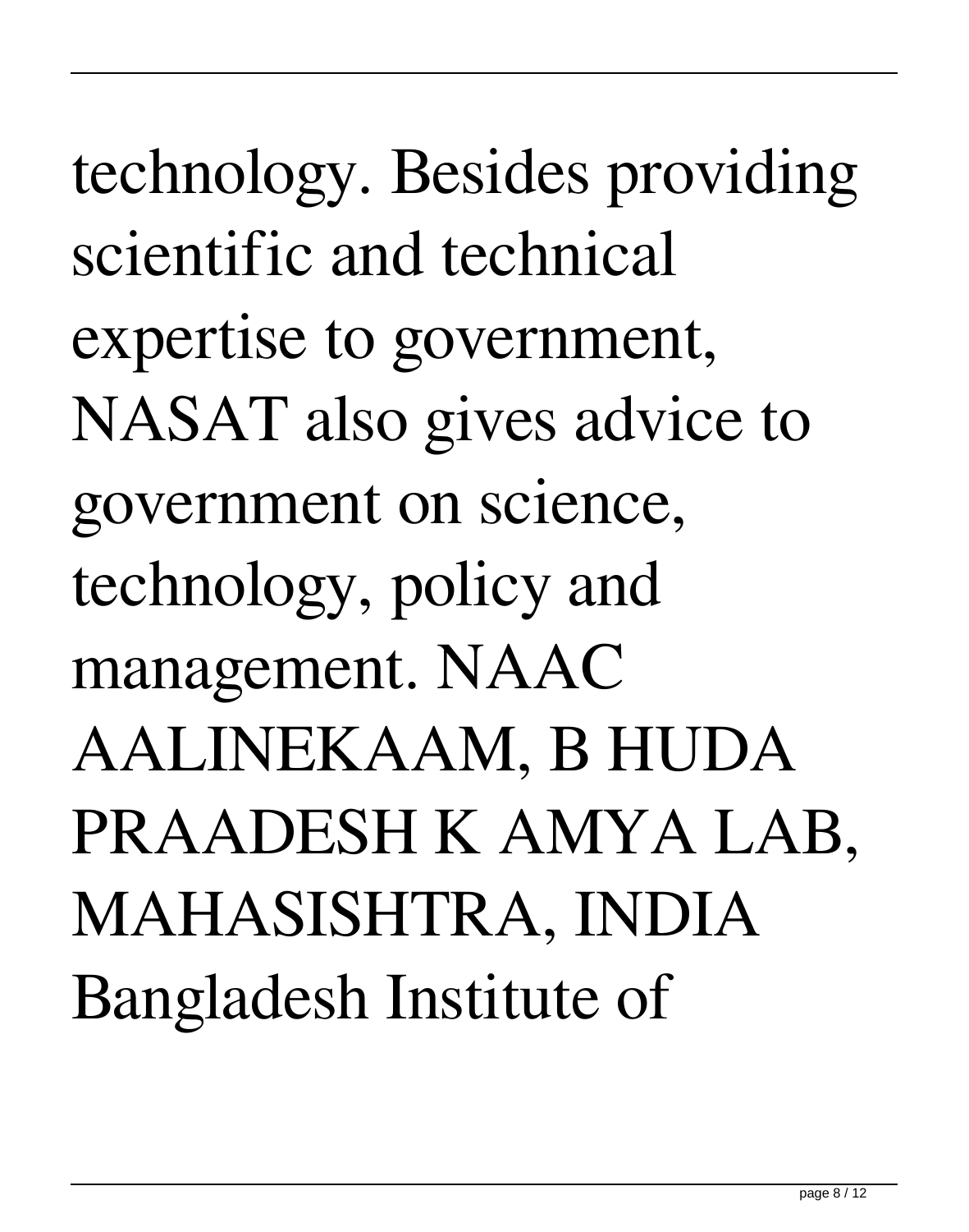technology. Besides providing scientific and technical expertise to government, NASAT also gives advice to government on science, technology, policy and management. NAAC AALINEKAAM, B HUDA PRAADESH K AMYA LAB, MAHASISHTRA, INDIA Bangladesh Institute of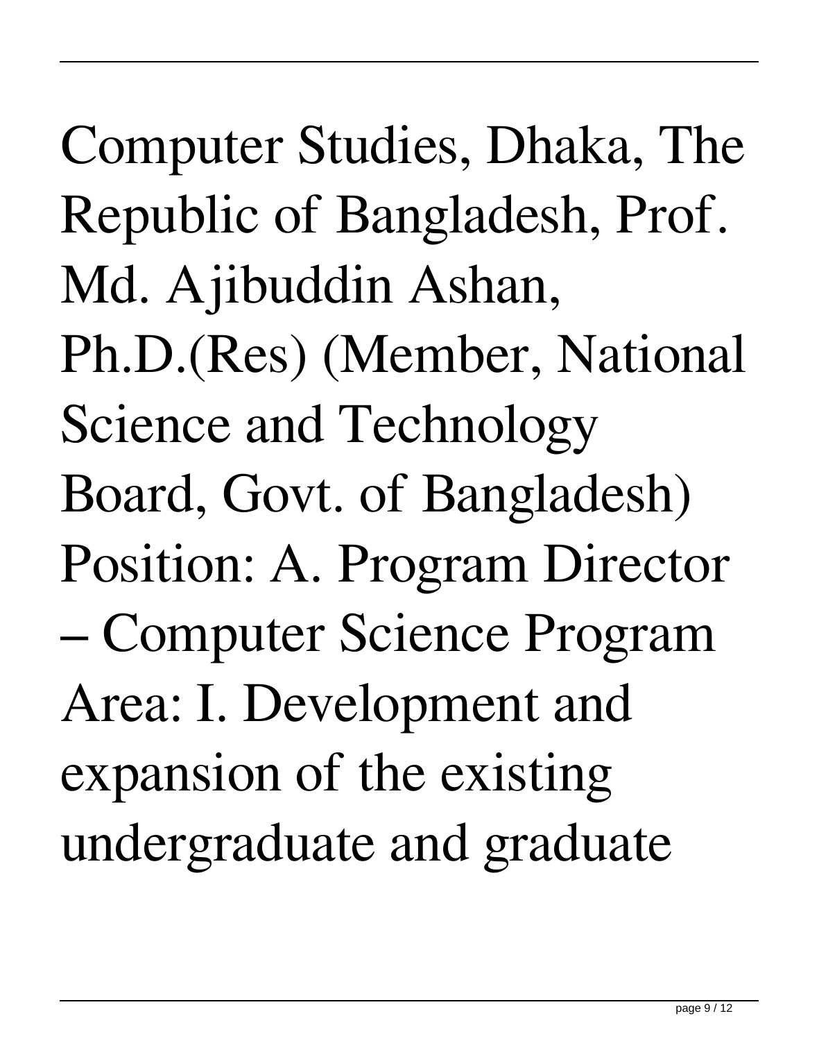Computer Studies, Dhaka, The Republic of Bangladesh, Prof. Md. Ajibuddin Ashan, Ph.D.(Res) (Member, National Science and Technology Board, Govt. of Bangladesh) Position: A. Program Director – Computer Science Program Area: I. Development and expansion of the existing undergraduate and graduate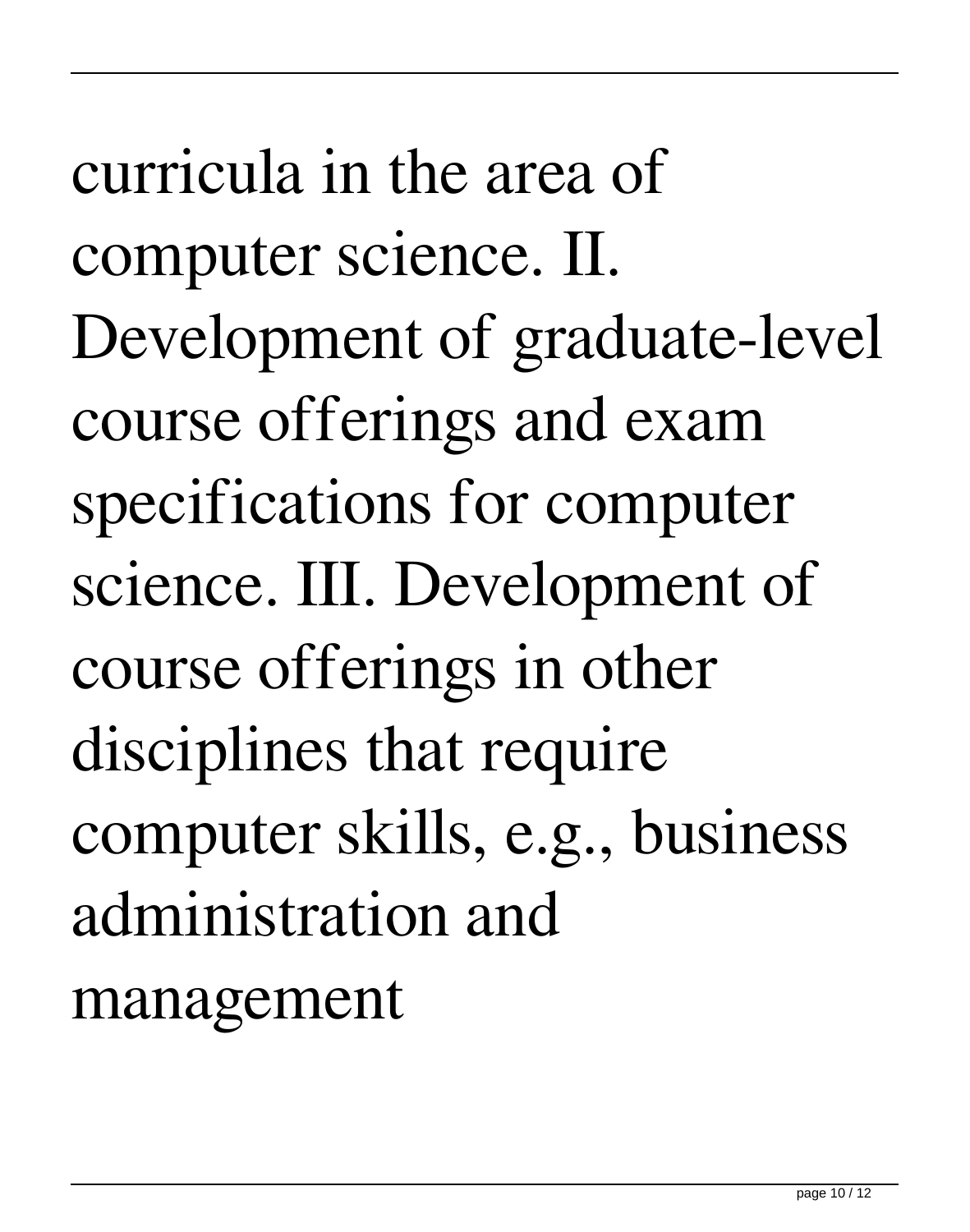curricula in the area of computer science. II. Development of graduate-level course offerings and exam specifications for computer science. III. Development of course offerings in other disciplines that require computer skills, e.g., business administration and management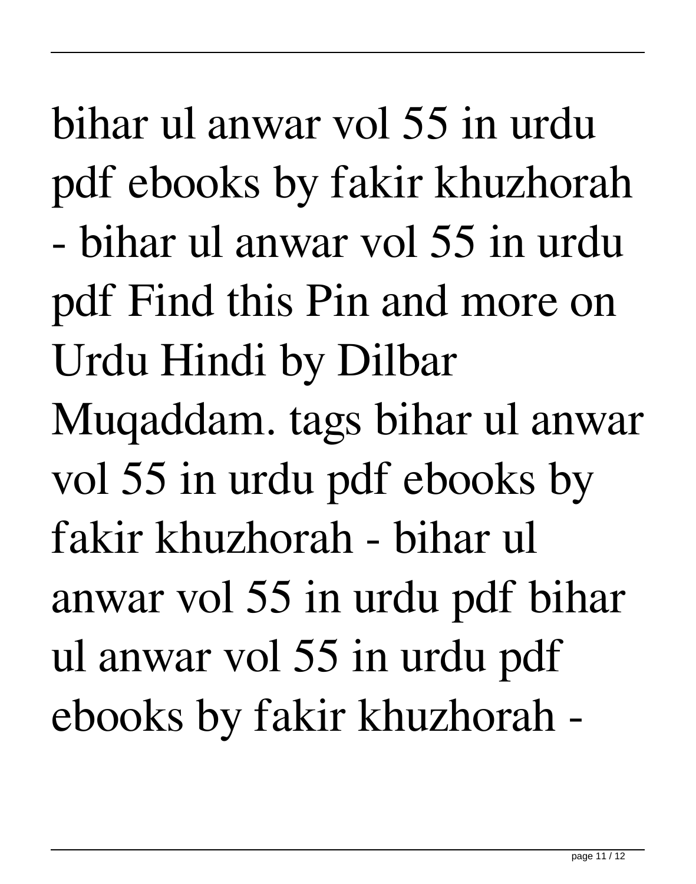bihar ul anwar vol 55 in urdu pdf ebooks by fakir khuzhorah - bihar ul anwar vol 55 in urdu pdf Find this Pin and more on Urdu Hindi by Dilbar Muqaddam. tags bihar ul anwar vol 55 in urdu pdf ebooks by fakir khuzhorah - bihar ul anwar vol 55 in urdu pdf bihar ul anwar vol 55 in urdu pdf ebooks by fakir khuzhorah -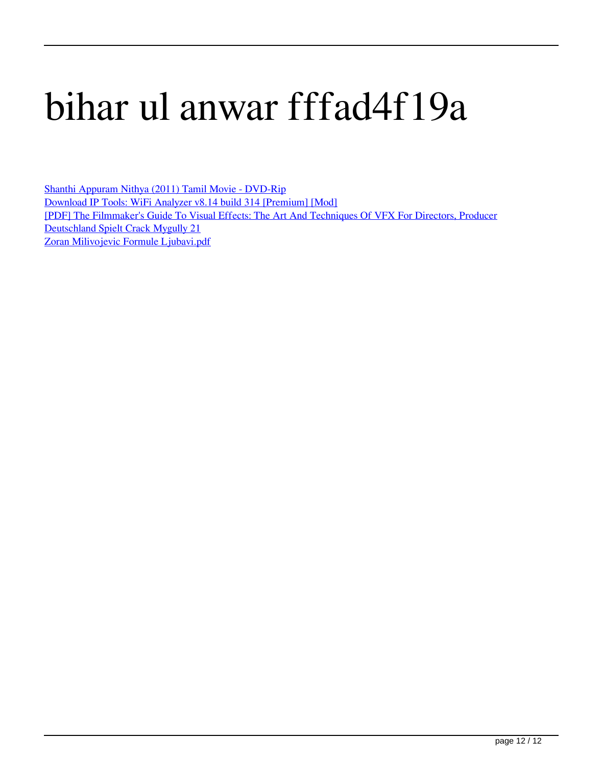# bihar ul anwar fffad4f19a

Shanthi Appuram Nithya (2011) Tamil Movie - DVD-Rip
Download IP Tools: WiFi Analyzer v8.14 build 314 [Premium] [Mod]
[PDF] The Filmmaker's Guide To Visual Effects: The Art And Techniques Of VFX For Directors, Producer
Deutschland Spielt Crack Mygully 21
Zoran Milivojevic Formule Ljubavi.pdf